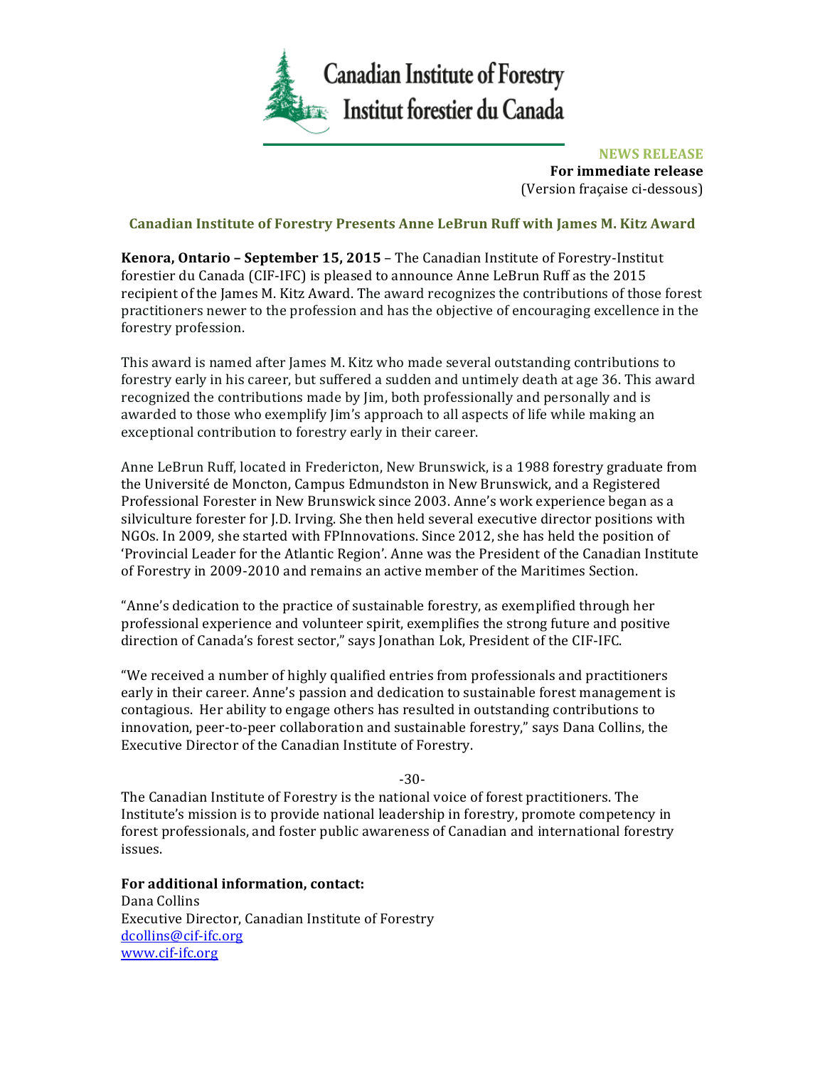Canadian Institute of Forestry
Institut forestier du Canada

**NEWS RELEASE**
**For immediate release**
(Version fraçaise ci-dessous)

## Canadian Institute of Forestry Presents Anne LeBrun Ruff with James M. Kitz Award

**Kenora, Ontario – September 15, 2015** – The Canadian Institute of Forestry-Institut forestier du Canada (CIF-IFC) is pleased to announce Anne LeBrun Ruff as the 2015 recipient of the James M. Kitz Award. The award recognizes the contributions of those forest practitioners newer to the profession and has the objective of encouraging excellence in the forestry profession.

This award is named after James M. Kitz who made several outstanding contributions to forestry early in his career, but suffered a sudden and untimely death at age 36. This award recognized the contributions made by Jim, both professionally and personally and is awarded to those who exemplify Jim's approach to all aspects of life while making an exceptional contribution to forestry early in their career.

Anne LeBrun Ruff, located in Fredericton, New Brunswick, is a 1988 forestry graduate from the Université de Moncton, Campus Edmundston in New Brunswick, and a Registered Professional Forester in New Brunswick since 2003. Anne's work experience began as a silviculture forester for J.D. Irving. She then held several executive director positions with NGOs. In 2009, she started with FPInnovations. Since 2012, she has held the position of 'Provincial Leader for the Atlantic Region'. Anne was the President of the Canadian Institute of Forestry in 2009-2010 and remains an active member of the Maritimes Section.

"Anne's dedication to the practice of sustainable forestry, as exemplified through her professional experience and volunteer spirit, exemplifies the strong future and positive direction of Canada's forest sector," says Jonathan Lok, President of the CIF-IFC.

"We received a number of highly qualified entries from professionals and practitioners early in their career. Anne's passion and dedication to sustainable forest management is contagious. Her ability to engage others has resulted in outstanding contributions to innovation, peer-to-peer collaboration and sustainable forestry," says Dana Collins, the Executive Director of the Canadian Institute of Forestry.

-30-

The Canadian Institute of Forestry is the national voice of forest practitioners. The Institute's mission is to provide national leadership in forestry, promote competency in forest professionals, and foster public awareness of Canadian and international forestry issues.

**For additional information, contact:**
Dana Collins
Executive Director, Canadian Institute of Forestry
dcollins@cif-ifc.org
www.cif-ifc.org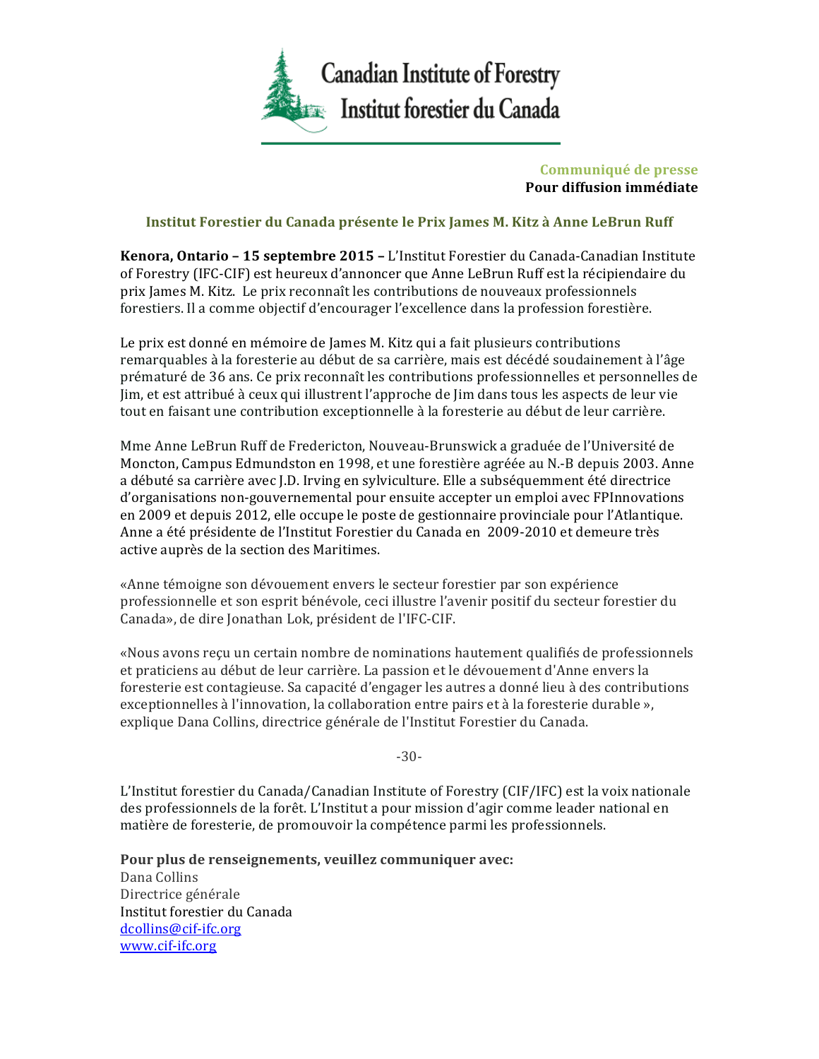Canadian Institute of Forestry
Institut forestier du Canada

**Communiqué de presse**
**Pour diffusion immédiate**

## Institut Forestier du Canada présente le Prix James M. Kitz à Anne LeBrun Ruff

**Kenora, Ontario – 15 septembre 2015 –** L'Institut Forestier du Canada-Canadian Institute of Forestry (IFC-CIF) est heureux d'annoncer que Anne LeBrun Ruff est la récipiendaire du prix James M. Kitz. Le prix reconnaît les contributions de nouveaux professionnels forestiers. Il a comme objectif d'encourager l'excellence dans la profession forestière.

Le prix est donné en mémoire de James M. Kitz qui a fait plusieurs contributions remarquables à la foresterie au début de sa carrière, mais est décédé soudainement à l'âge prématuré de 36 ans. Ce prix reconnaît les contributions professionnelles et personnelles de Jim, et est attribué à ceux qui illustrent l'approche de Jim dans tous les aspects de leur vie tout en faisant une contribution exceptionnelle à la foresterie au début de leur carrière.

Mme Anne LeBrun Ruff de Fredericton, Nouveau-Brunswick a graduée de l'Université de Moncton, Campus Edmundston en 1998, et une forestière agréée au N.-B depuis 2003. Anne a débuté sa carrière avec J.D. Irving en sylviculture. Elle a subséquemment été directrice d'organisations non-gouvernemental pour ensuite accepter un emploi avec FPInnovations en 2009 et depuis 2012, elle occupe le poste de gestionnaire provinciale pour l'Atlantique. Anne a été présidente de l'Institut Forestier du Canada en 2009-2010 et demeure très active auprès de la section des Maritimes.

«Anne témoigne son dévouement envers le secteur forestier par son expérience professionnelle et son esprit bénévole, ceci illustre l'avenir positif du secteur forestier du Canada», de dire Jonathan Lok, président de l'IFC-CIF.

«Nous avons reçu un certain nombre de nominations hautement qualifiés de professionnels et praticiens au début de leur carrière. La passion et le dévouement d'Anne envers la foresterie est contagieuse. Sa capacité d'engager les autres a donné lieu à des contributions exceptionnelles à l'innovation, la collaboration entre pairs et à la foresterie durable », explique Dana Collins, directrice générale de l'Institut Forestier du Canada.

-30-

L'Institut forestier du Canada/Canadian Institute of Forestry (CIF/IFC) est la voix nationale des professionnels de la forêt. L'Institut a pour mission d'agir comme leader national en matière de foresterie, de promouvoir la compétence parmi les professionnels.

**Pour plus de renseignements, veuillez communiquer avec:**
Dana Collins
Directrice générale
Institut forestier du Canada
dcollins@cif-ifc.org
www.cif-ifc.org